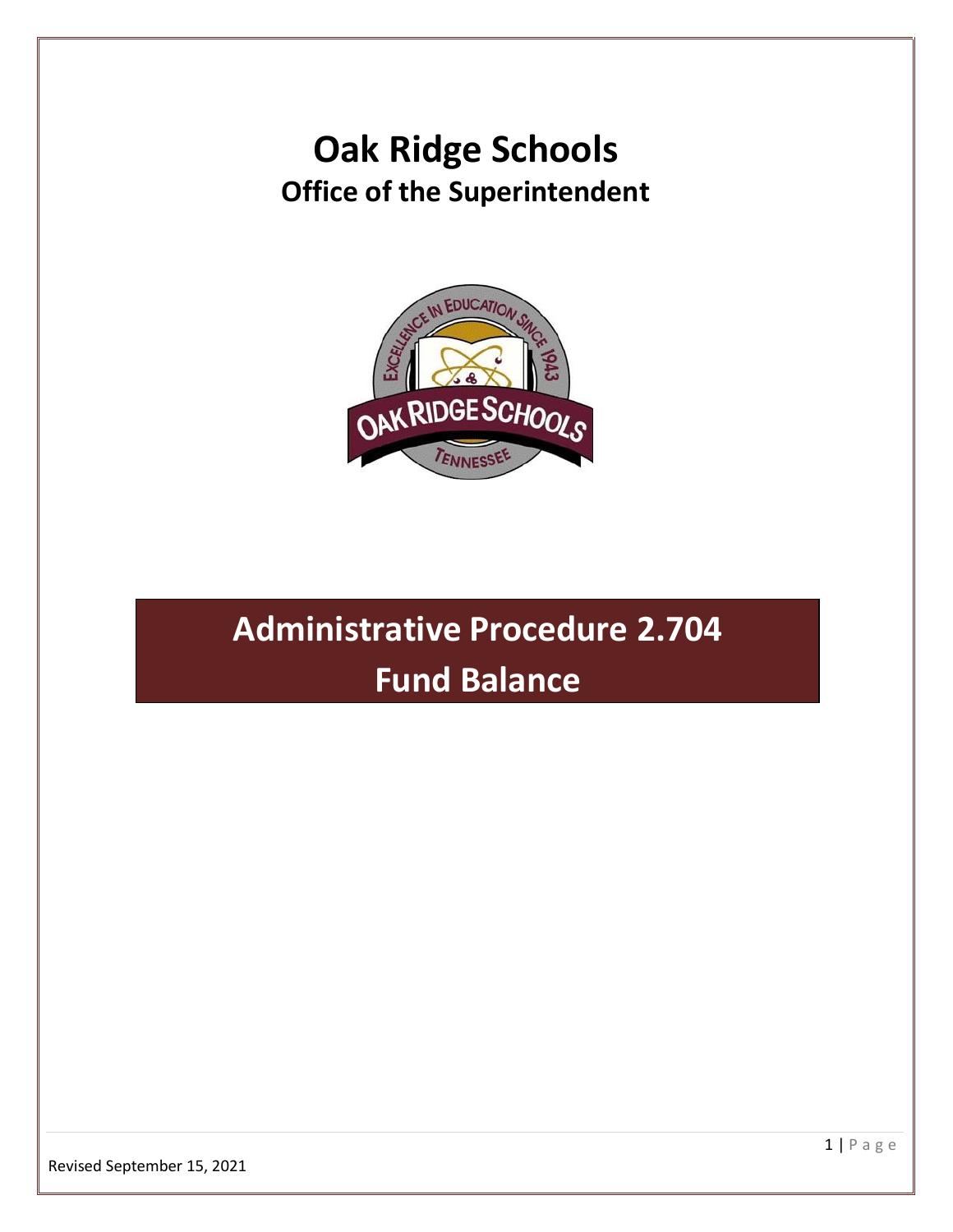# Oak Ridge Schools

## Office of the Superintendent

# Administrative Procedure 2.704

# Fund Balance

Revised September 15, 2021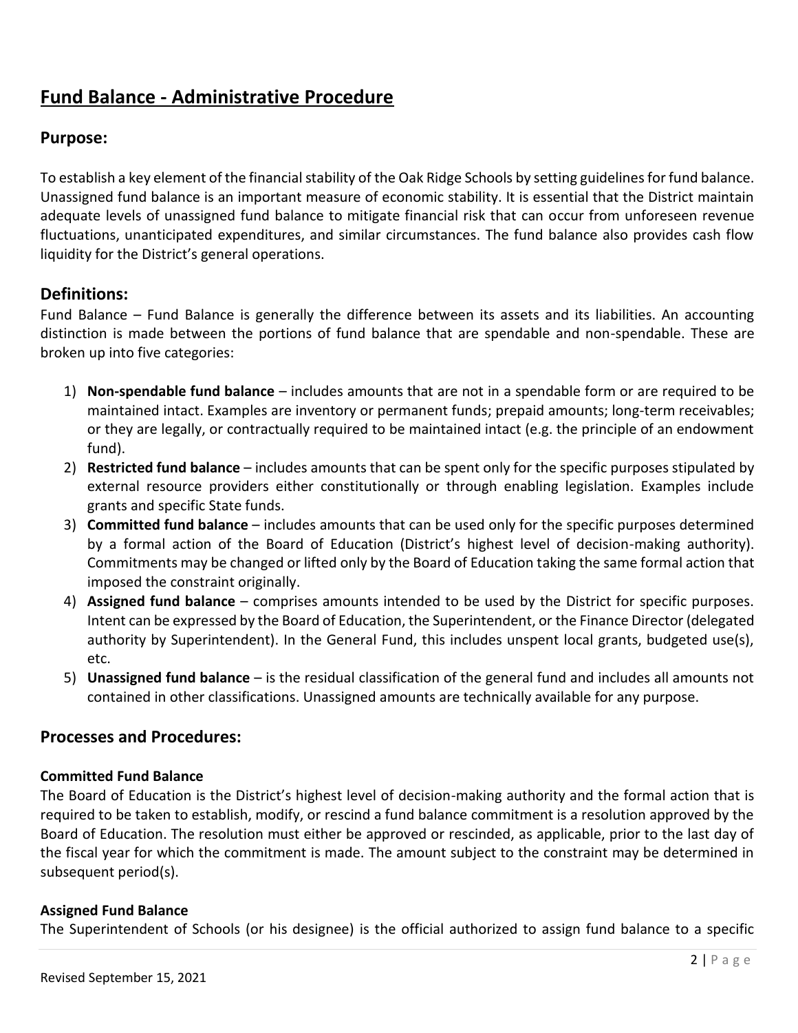# Fund Balance - Administrative Procedure

## Purpose:

To establish a key element of the financial stability of the Oak Ridge Schools by setting guidelines for fund balance. Unassigned fund balance is an important measure of economic stability. It is essential that the District maintain adequate levels of unassigned fund balance to mitigate financial risk that can occur from unforeseen revenue fluctuations, unanticipated expenditures, and similar circumstances. The fund balance also provides cash flow liquidity for the District's general operations.

## Definitions:

Fund Balance – Fund Balance is generally the difference between its assets and its liabilities. An accounting distinction is made between the portions of fund balance that are spendable and non-spendable. These are broken up into five categories:

1) **Non-spendable fund balance** – includes amounts that are not in a spendable form or are required to be maintained intact. Examples are inventory or permanent funds; prepaid amounts; long-term receivables; or they are legally, or contractually required to be maintained intact (e.g. the principle of an endowment fund).
2) **Restricted fund balance** – includes amounts that can be spent only for the specific purposes stipulated by external resource providers either constitutionally or through enabling legislation. Examples include grants and specific State funds.
3) **Committed fund balance** – includes amounts that can be used only for the specific purposes determined by a formal action of the Board of Education (District's highest level of decision-making authority). Commitments may be changed or lifted only by the Board of Education taking the same formal action that imposed the constraint originally.
4) **Assigned fund balance** – comprises amounts intended to be used by the District for specific purposes. Intent can be expressed by the Board of Education, the Superintendent, or the Finance Director (delegated authority by Superintendent). In the General Fund, this includes unspent local grants, budgeted use(s), etc.
5) **Unassigned fund balance** – is the residual classification of the general fund and includes all amounts not contained in other classifications. Unassigned amounts are technically available for any purpose.

## Processes and Procedures:

### Committed Fund Balance

The Board of Education is the District's highest level of decision-making authority and the formal action that is required to be taken to establish, modify, or rescind a fund balance commitment is a resolution approved by the Board of Education. The resolution must either be approved or rescinded, as applicable, prior to the last day of the fiscal year for which the commitment is made. The amount subject to the constraint may be determined in subsequent period(s).

### Assigned Fund Balance

The Superintendent of Schools (or his designee) is the official authorized to assign fund balance to a specific

Revised September 15, 2021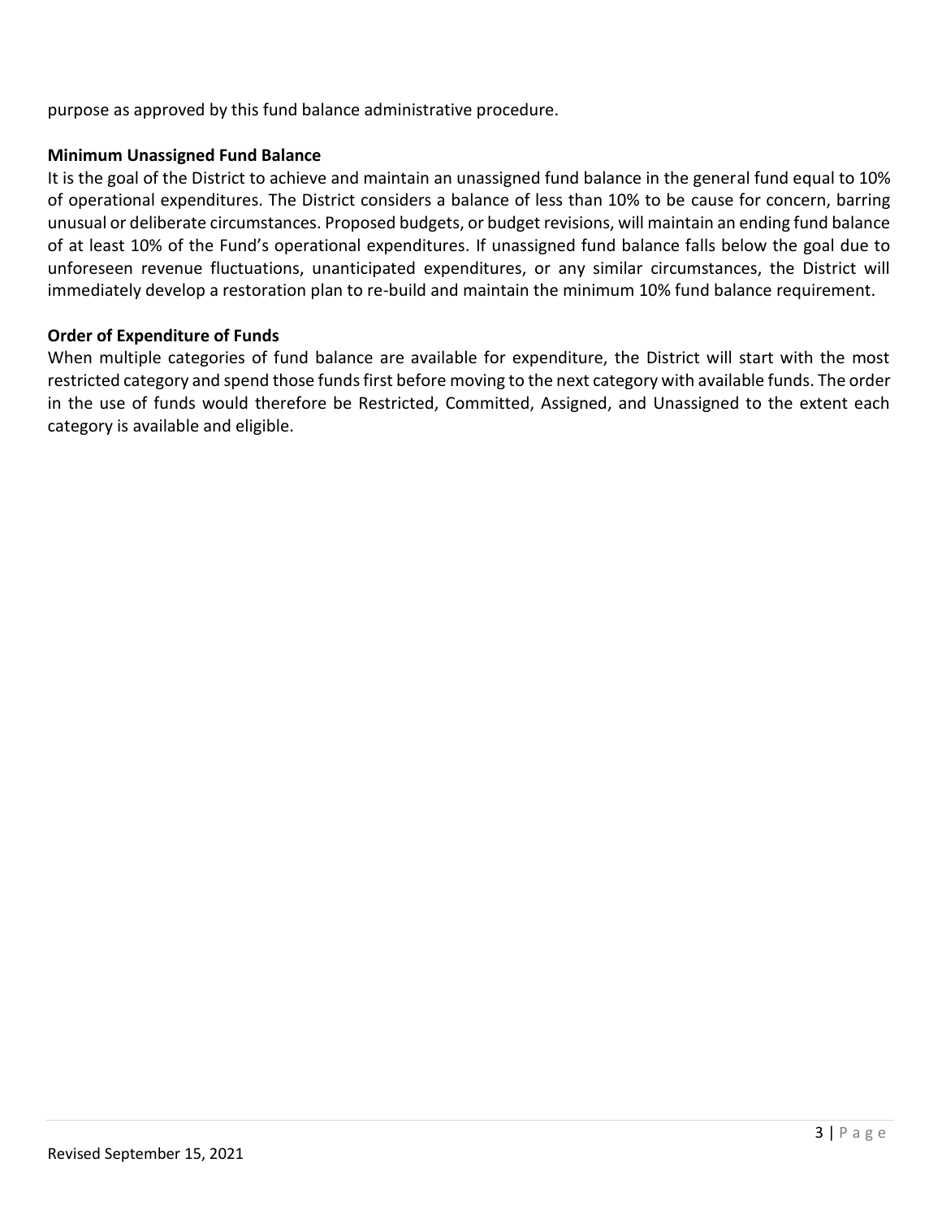purpose as approved by this fund balance administrative procedure.

**Minimum Unassigned Fund Balance**

It is the goal of the District to achieve and maintain an unassigned fund balance in the general fund equal to 10% of operational expenditures. The District considers a balance of less than 10% to be cause for concern, barring unusual or deliberate circumstances. Proposed budgets, or budget revisions, will maintain an ending fund balance of at least 10% of the Fund's operational expenditures. If unassigned fund balance falls below the goal due to unforeseen revenue fluctuations, unanticipated expenditures, or any similar circumstances, the District will immediately develop a restoration plan to re-build and maintain the minimum 10% fund balance requirement.

**Order of Expenditure of Funds**

When multiple categories of fund balance are available for expenditure, the District will start with the most restricted category and spend those funds first before moving to the next category with available funds. The order in the use of funds would therefore be Restricted, Committed, Assigned, and Unassigned to the extent each category is available and eligible.

Revised September 15, 2021